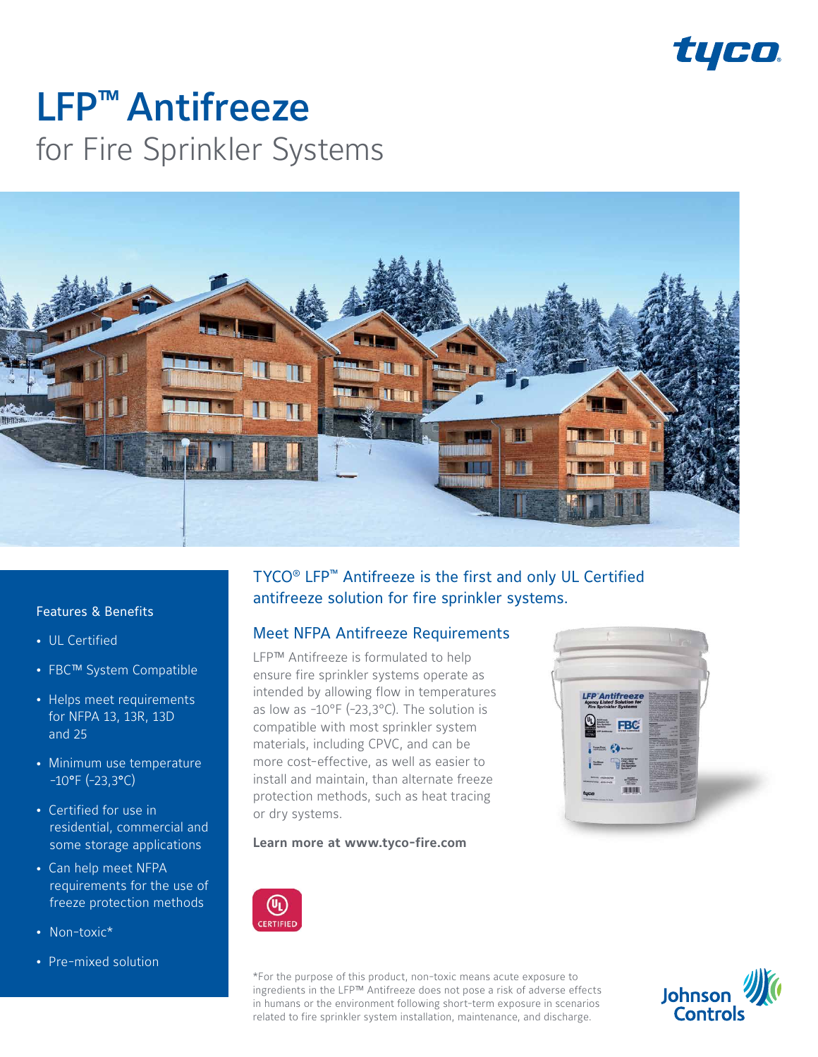# LFP™ Antifreeze

## for Fire Sprinkler Systems

TYCO® LFP™ Antifreeze is the first and only UL Certified antifreeze solution for fire sprinkler systems.

### Features & Benefits

- UL Certified
- FBC™ System Compatible
- Helps meet requirements for NFPA 13, 13R, 13D and 25
- Minimum use temperature -10°F (-23,3°C)
- Certified for use in residential, commercial and some storage applications
- Can help meet NFPA requirements for the use of freeze protection methods
- Non-toxic*
- Pre-mixed solution

### Meet NFPA Antifreeze Requirements

LFP™ Antifreeze is formulated to help ensure fire sprinkler systems operate as intended by allowing flow in temperatures as low as -10°F (-23,3°C). The solution is compatible with most sprinkler system materials, including CPVC, and can be more cost-effective, as well as easier to install and maintain, than alternate freeze protection methods, such as heat tracing or dry systems.

**Learn more at www.tyco-fire.com**

*For the purpose of this product, non-toxic means acute exposure to ingredients in the LFP™ Antifreeze does not pose a risk of adverse effects in humans or the environment following short-term exposure in scenarios related to fire sprinkler system installation, maintenance, and discharge.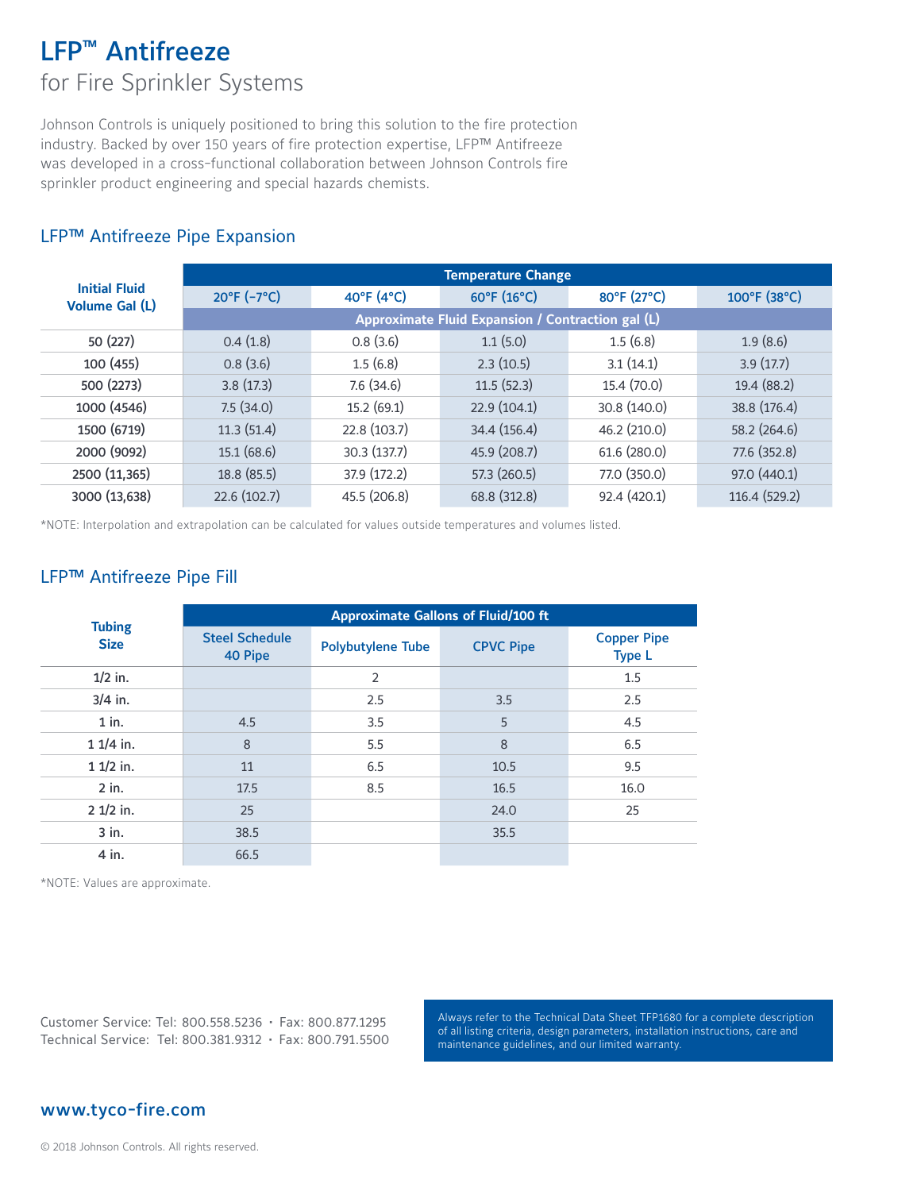# LFP™ Antifreeze

## for Fire Sprinkler Systems

Johnson Controls is uniquely positioned to bring this solution to the fire protection industry. Backed by over 150 years of fire protection expertise, LFP™ Antifreeze was developed in a cross-functional collaboration between Johnson Controls fire sprinkler product engineering and special hazards chemists.

### LFP™ Antifreeze Pipe Expansion

| Initial Fluid Volume Gal (L) | Temperature Change | | | | |
|---|---|---|---|---|---|
| | 20°F (-7°C) | 40°F (4°C) | 60°F (16°C) | 80°F (27°C) | 100°F (38°C) |
| | Approximate Fluid Expansion / Contraction gal (L) | | | | |
| 50 (227) | 0.4 (1.8) | 0.8 (3.6) | 1.1 (5.0) | 1.5 (6.8) | 1.9 (8.6) |
| 100 (455) | 0.8 (3.6) | 1.5 (6.8) | 2.3 (10.5) | 3.1 (14.1) | 3.9 (17.7) |
| 500 (2273) | 3.8 (17.3) | 7.6 (34.6) | 11.5 (52.3) | 15.4 (70.0) | 19.4 (88.2) |
| 1000 (4546) | 7.5 (34.0) | 15.2 (69.1) | 22.9 (104.1) | 30.8 (140.0) | 38.8 (176.4) |
| 1500 (6719) | 11.3 (51.4) | 22.8 (103.7) | 34.4 (156.4) | 46.2 (210.0) | 58.2 (264.6) |
| 2000 (9092) | 15.1 (68.6) | 30.3 (137.7) | 45.9 (208.7) | 61.6 (280.0) | 77.6 (352.8) |
| 2500 (11,365) | 18.8 (85.5) | 37.9 (172.2) | 57.3 (260.5) | 77.0 (350.0) | 97.0 (440.1) |
| 3000 (13,638) | 22.6 (102.7) | 45.5 (206.8) | 68.8 (312.8) | 92.4 (420.1) | 116.4 (529.2) |

*NOTE: Interpolation and extrapolation can be calculated for values outside temperatures and volumes listed.

### LFP™ Antifreeze Pipe Fill

| Tubing Size | Approximate Gallons of Fluid/100 ft | | | |
|---|---|---|---|---|
| | Steel Schedule 40 Pipe | Polybutylene Tube | CPVC Pipe | Copper Pipe Type L |
| 1/2 in. | | 2 | | 1.5 |
| 3/4 in. | | 2.5 | 3.5 | 2.5 |
| 1 in. | 4.5 | 3.5 | 5 | 4.5 |
| 1 1/4 in. | 8 | 5.5 | 8 | 6.5 |
| 1 1/2 in. | 11 | 6.5 | 10.5 | 9.5 |
| 2 in. | 17.5 | 8.5 | 16.5 | 16.0 |
| 2 1/2 in. | 25 | | 24.0 | 25 |
| 3 in. | 38.5 | | 35.5 | |
| 4 in. | 66.5 | | | |

*NOTE: Values are approximate.

Customer Service: Tel: 800.558.5236 • Fax: 800.877.1295
Technical Service: Tel: 800.381.9312 • Fax: 800.791.5500

Always refer to the Technical Data Sheet TFP1680 for a complete description of all listing criteria, design parameters, installation instructions, care and maintenance guidelines, and our limited warranty.

**www.tyco-fire.com**

© 2018 Johnson Controls. All rights reserved.